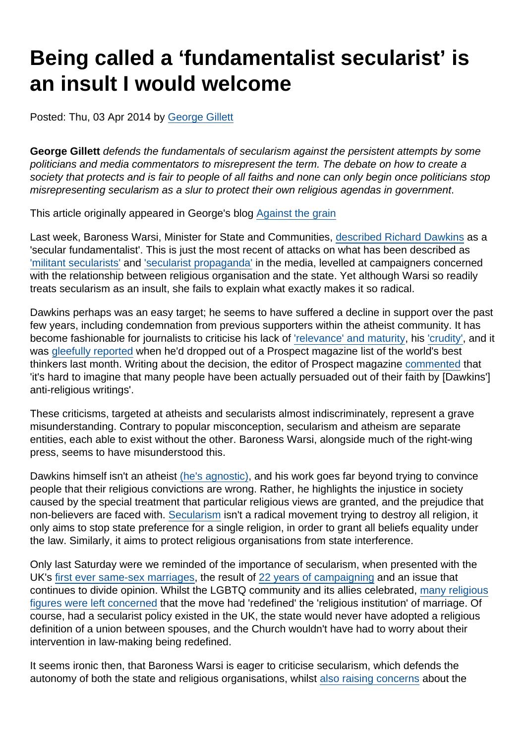# Being called a 'fundamentalist secularist' is an insult I would welcome

Posted: Thu, 03 Apr 2014 by George Gillett

**George Gillett** *defends the fundamentals of secularism against the persistent attempts by some politicians and media commentators to misrepresent the term. The debate on how to create a society that protects and is fair to people of all faiths and none can only begin once politicians stop misrepresenting secularism as a slur to protect their own religious agendas in government*.

This article originally appeared in George's blog Against the grain

Last week, Baroness Warsi, Minister for State and Communities, described Richard Dawkins as a 'secular fundamentalist'. This is just the most recent of attacks on what has been described as 'militant secularists' and 'secularist propaganda' in the media, levelled at campaigners concerned with the relationship between religious organisation and the state. Yet although Warsi so readily treats secularism as an insult, she fails to explain what exactly makes it so radical.

Dawkins perhaps was an easy target; he seems to have suffered a decline in support over the past few years, including condemnation from previous supporters within the atheist community. It has become fashionable for journalists to criticise his lack of 'relevance' and maturity, his 'crudity', and it was gleefully reported when he'd dropped out of a Prospect magazine list of the world's best thinkers last month. Writing about the decision, the editor of Prospect magazine commented that 'it's hard to imagine that many people have been actually persuaded out of their faith by [Dawkins'] anti-religious writings'.

These criticisms, targeted at atheists and secularists almost indiscriminately, represent a grave misunderstanding. Contrary to popular misconception, secularism and atheism are separate entities, each able to exist without the other. Baroness Warsi, alongside much of the right-wing press, seems to have misunderstood this.

Dawkins himself isn't an atheist (he's agnostic), and his work goes far beyond trying to convince people that their religious convictions are wrong. Rather, he highlights the injustice in society caused by the special treatment that particular religious views are granted, and the prejudice that non-believers are faced with. Secularism isn't a radical movement trying to destroy all religion, it only aims to stop state preference for a single religion, in order to grant all beliefs equality under the law. Similarly, it aims to protect religious organisations from state interference.

Only last Saturday were we reminded of the importance of secularism, when presented with the UK's first ever same-sex marriages, the result of 22 years of campaigning and an issue that continues to divide opinion. Whilst the LGBTQ community and its allies celebrated, many religious figures were left concerned that the move had 'redefined' the 'religious institution' of marriage. Of course, had a secularist policy existed in the UK, the state would never have adopted a religious definition of a union between spouses, and the Church wouldn't have had to worry about their intervention in law-making being redefined.

It seems ironic then, that Baroness Warsi is eager to criticise secularism, which defends the autonomy of both the state and religious organisations, whilst also raising concerns about the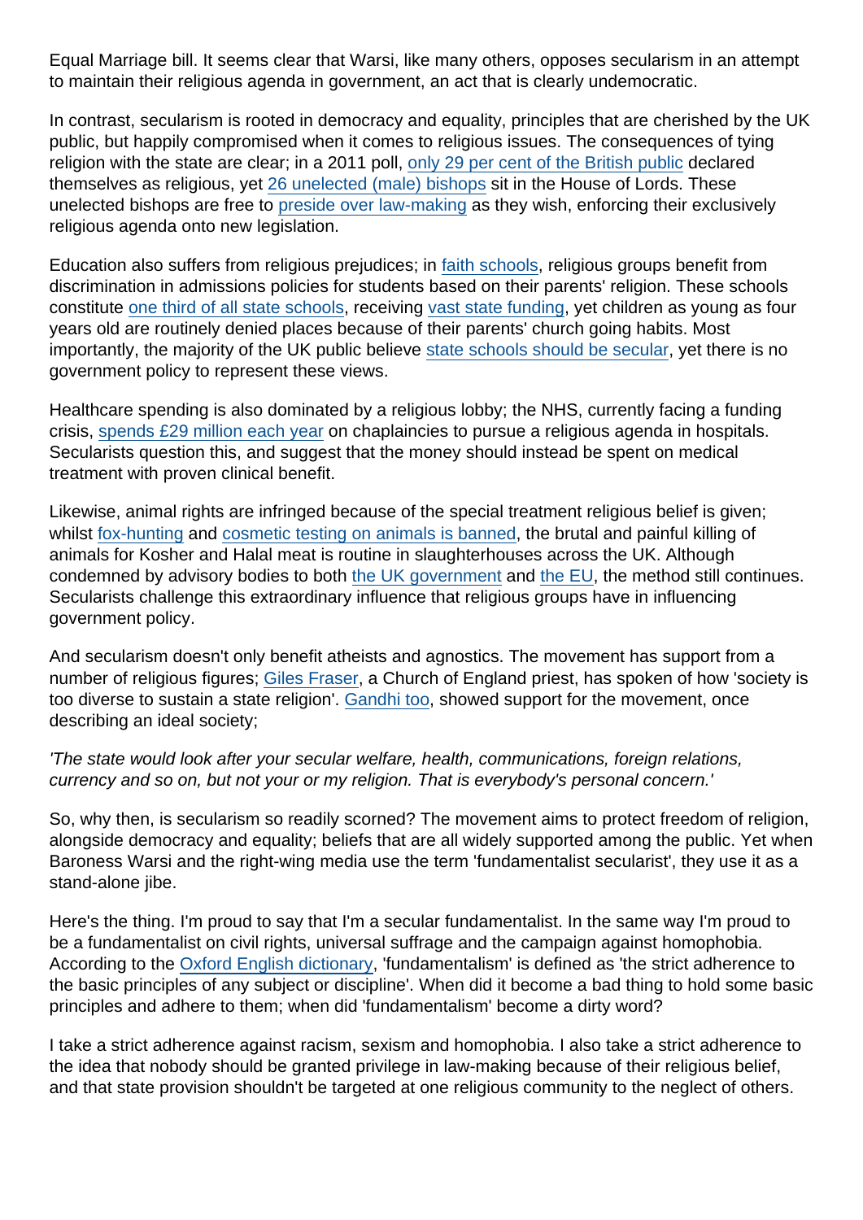Equal Marriage bill. It seems clear that Warsi, like many others, opposes secularism in an attempt to maintain their religious agenda in government, an act that is clearly undemocratic.

In contrast, secularism is rooted in democracy and equality, principles that are cherished by the UK public, but happily compromised when it comes to religious issues. The consequences of tying religion with the state are clear; in a 2011 poll, only 29 per cent of the British public declared themselves as religious, yet 26 unelected (male) bishops sit in the House of Lords. These unelected bishops are free to preside over law-making as they wish, enforcing their exclusively religious agenda onto new legislation.

Education also suffers from religious prejudices; in faith schools, religious groups benefit from discrimination in admissions policies for students based on their parents' religion. These schools constitute one third of all state schools, receiving vast state funding, yet children as young as four years old are routinely denied places because of their parents' church going habits. Most importantly, the majority of the UK public believe state schools should be secular, yet there is no government policy to represent these views.

Healthcare spending is also dominated by a religious lobby; the NHS, currently facing a funding crisis, spends £29 million each year on chaplaincies to pursue a religious agenda in hospitals. Secularists question this, and suggest that the money should instead be spent on medical treatment with proven clinical benefit.

Likewise, animal rights are infringed because of the special treatment religious belief is given; whilst fox-hunting and cosmetic testing on animals is banned, the brutal and painful killing of animals for Kosher and Halal meat is routine in slaughterhouses across the UK. Although condemned by advisory bodies to both the UK government and the EU, the method still continues. Secularists challenge this extraordinary influence that religious groups have in influencing government policy.

And secularism doesn't only benefit atheists and agnostics. The movement has support from a number of religious figures; Giles Fraser, a Church of England priest, has spoken of how 'society is too diverse to sustain a state religion'. Gandhi too, showed support for the movement, once describing an ideal society;

*'The state would look after your secular welfare, health, communications, foreign relations, currency and so on, but not your or my religion. That is everybody's personal concern.'*

So, why then, is secularism so readily scorned? The movement aims to protect freedom of religion, alongside democracy and equality; beliefs that are all widely supported among the public. Yet when Baroness Warsi and the right-wing media use the term 'fundamentalist secularist', they use it as a stand-alone jibe.

Here's the thing. I'm proud to say that I'm a secular fundamentalist. In the same way I'm proud to be a fundamentalist on civil rights, universal suffrage and the campaign against homophobia. According to the Oxford English dictionary, 'fundamentalism' is defined as 'the strict adherence to the basic principles of any subject or discipline'. When did it become a bad thing to hold some basic principles and adhere to them; when did 'fundamentalism' become a dirty word?

I take a strict adherence against racism, sexism and homophobia. I also take a strict adherence to the idea that nobody should be granted privilege in law-making because of their religious belief, and that state provision shouldn't be targeted at one religious community to the neglect of others.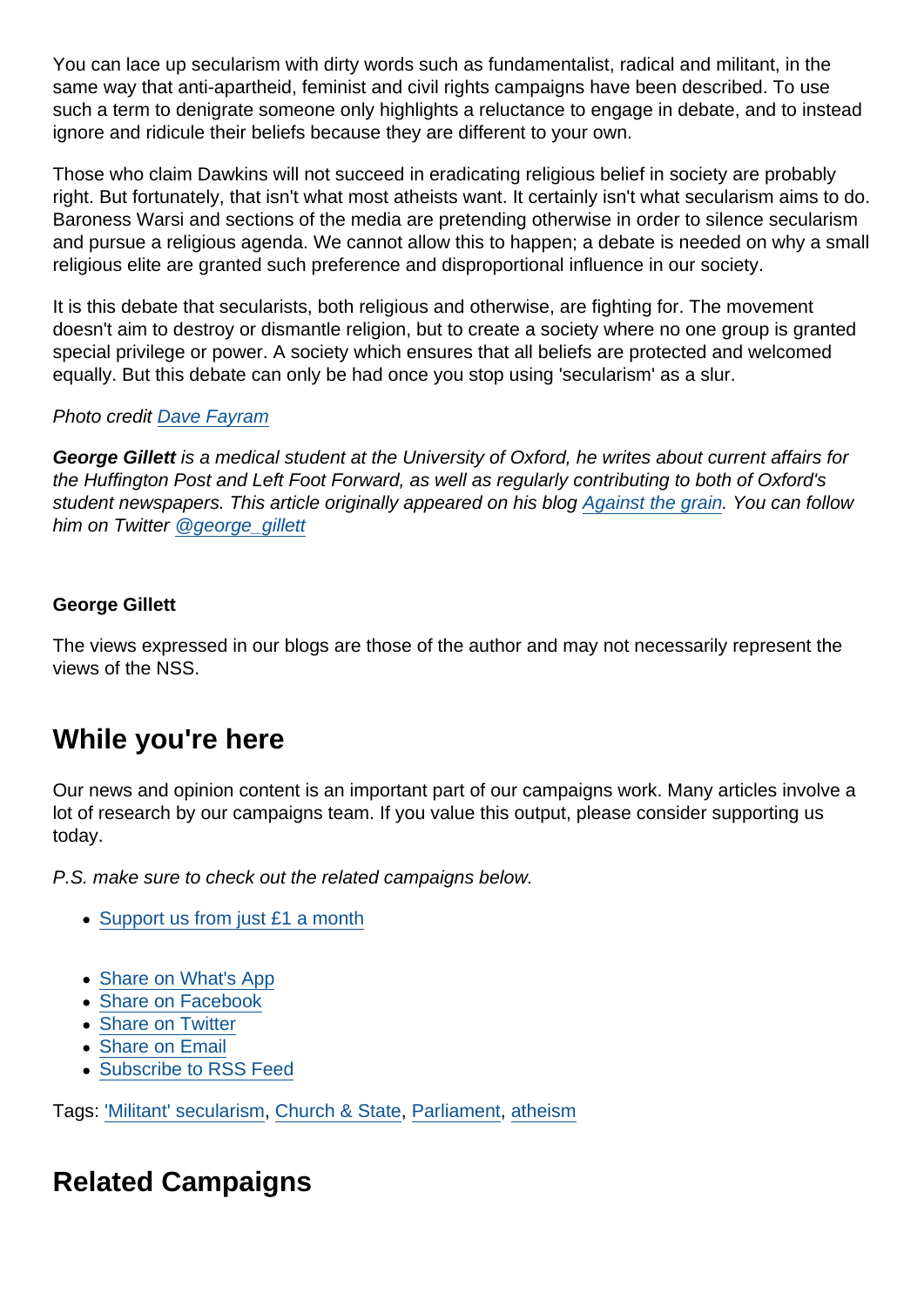You can lace up secularism with dirty words such as fundamentalist, radical and militant, in the same way that anti-apartheid, feminist and civil rights campaigns have been described. To use such a term to denigrate someone only highlights a reluctance to engage in debate, and to instead ignore and ridicule their beliefs because they are different to your own.

Those who claim Dawkins will not succeed in eradicating religious belief in society are probably right. But fortunately, that isn't what most atheists want. It certainly isn't what secularism aims to do. Baroness Warsi and sections of the media are pretending otherwise in order to silence secularism and pursue a religious agenda. We cannot allow this to happen; a debate is needed on why a small religious elite are granted such preference and disproportional influence in our society.

It is this debate that secularists, both religious and otherwise, are fighting for. The movement doesn't aim to destroy or dismantle religion, but to create a society where no one group is granted special privilege or power. A society which ensures that all beliefs are protected and welcomed equally. But this debate can only be had once you stop using 'secularism' as a slur.

*Photo credit Dave Fayram*

***George Gillett** is a medical student at the University of Oxford, he writes about current affairs for the Huffington Post and Left Foot Forward, as well as regularly contributing to both of Oxford's student newspapers. This article originally appeared on his blog Against the grain. You can follow him on Twitter @george_gillett*

**George Gillett**

The views expressed in our blogs are those of the author and may not necessarily represent the views of the NSS.

## While you're here

Our news and opinion content is an important part of our campaigns work. Many articles involve a lot of research by our campaigns team. If you value this output, please consider supporting us today.

*P.S. make sure to check out the related campaigns below.*

- Support us from just £1 a month

- Share on What's App
- Share on Facebook
- Share on Twitter
- Share on Email
- Subscribe to RSS Feed

Tags: 'Militant' secularism, Church & State, Parliament, atheism

## Related Campaigns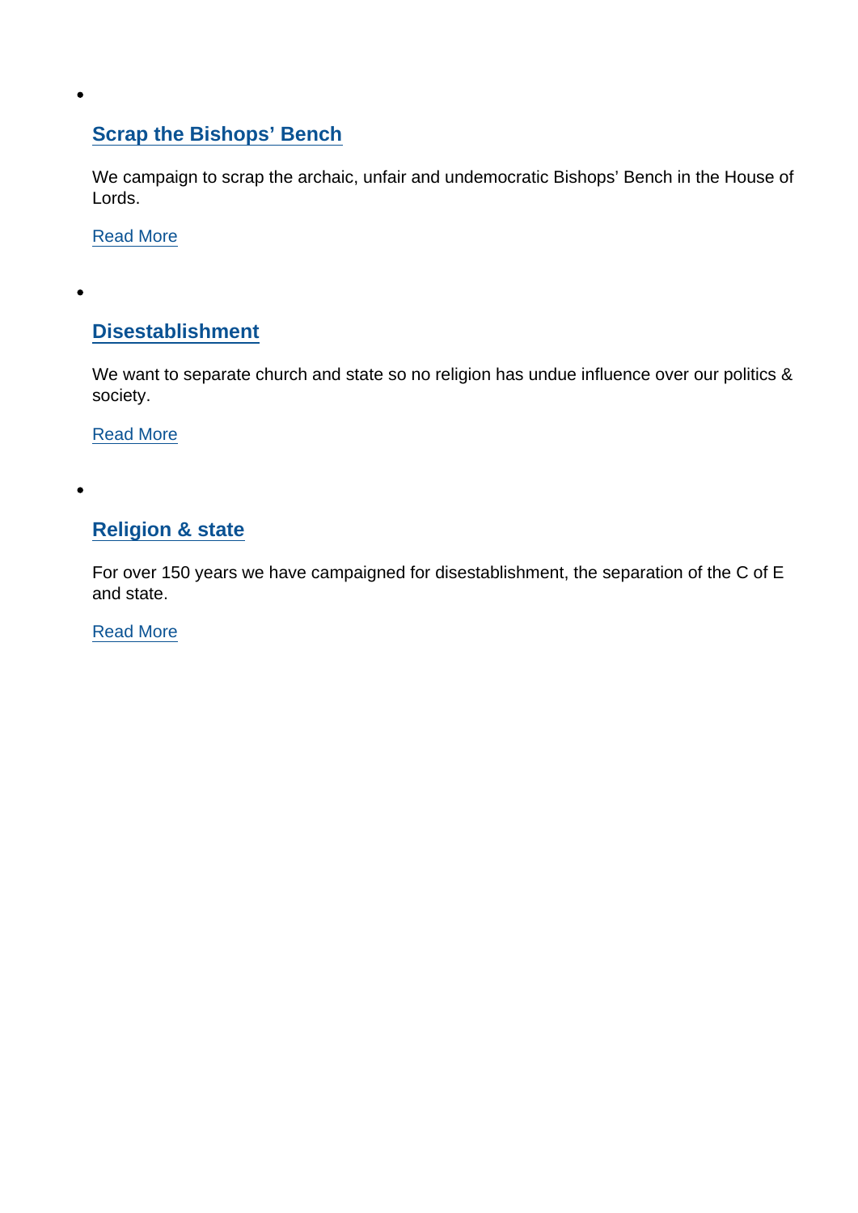- ### Scrap the Bishops’ Bench

  We campaign to scrap the archaic, unfair and undemocratic Bishops’ Bench in the House of Lords.

  Read More

- ### Disestablishment

  We want to separate church and state so no religion has undue influence over our politics & society.

  Read More

- ### Religion & state

  For over 150 years we have campaigned for disestablishment, the separation of the C of E and state.

  Read More